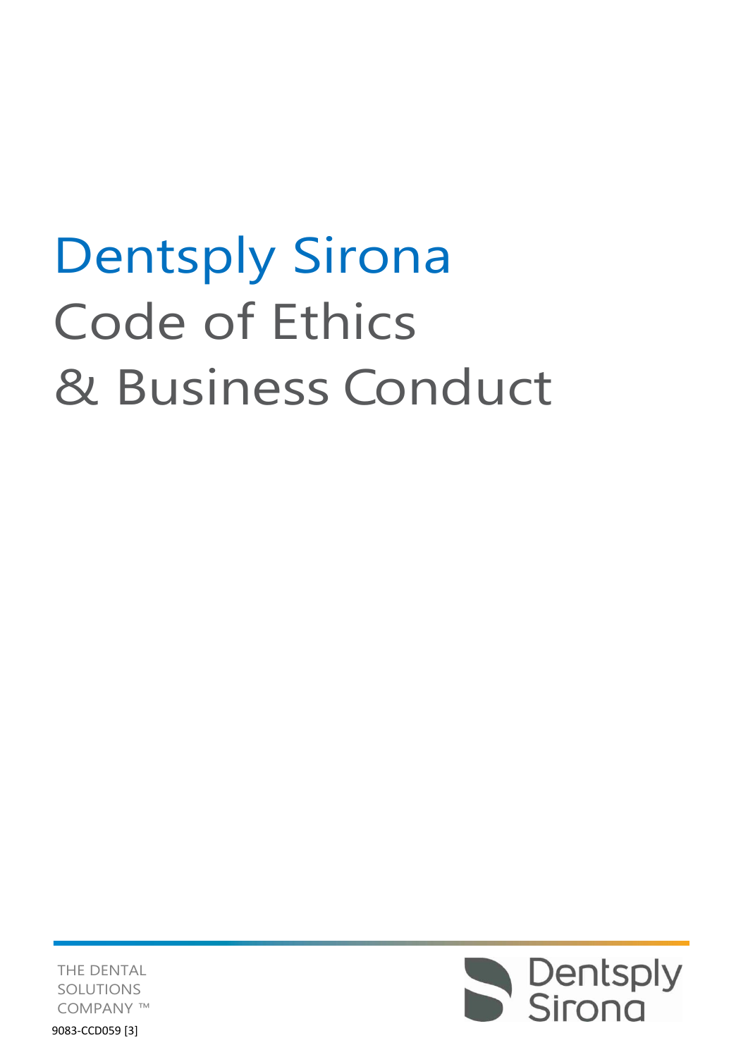# Dentsply Sirona Code of Ethics & Business Conduct

THE DENTAL SOLUTIONS COMPANY ™

9083-CCD059 [3]

Dentsply Sirona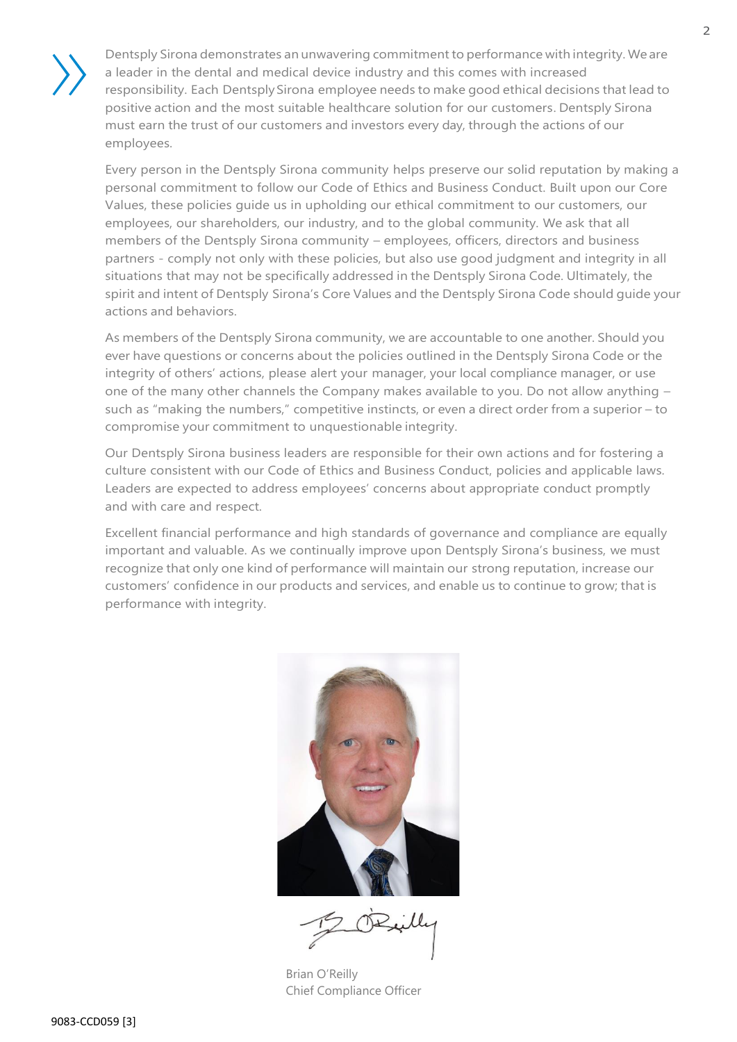Dentsply Sirona demonstrates an unwavering commitment to performance with integrity. We are a leader in the dental and medical device industry and this comes with increased responsibility. Each Dentsply Sirona employee needs to make good ethical decisions that lead to positive action and the most suitable healthcare solution for our customers. Dentsply Sirona must earn the trust of our customers and investors every day, through the actions of our employees.

Every person in the Dentsply Sirona community helps preserve our solid reputation by making a personal commitment to follow our Code of Ethics and Business Conduct. Built upon our Core Values, these policies guide us in upholding our ethical commitment to our customers, our employees, our shareholders, our industry, and to the global community. We ask that all members of the Dentsply Sirona community – employees, officers, directors and business partners - comply not only with these policies, but also use good judgment and integrity in all situations that may not be specifically addressed in the Dentsply Sirona Code. Ultimately, the spirit and intent of Dentsply Sirona's Core Values and the Dentsply Sirona Code should guide your actions and behaviors.

As members of the Dentsply Sirona community, we are accountable to one another. Should you ever have questions or concerns about the policies outlined in the Dentsply Sirona Code or the integrity of others' actions, please alert your manager, your local compliance manager, or use one of the many other channels the Company makes available to you. Do not allow anything – such as "making the numbers," competitive instincts, or even a direct order from a superior – to compromise your commitment to unquestionable integrity.

Our Dentsply Sirona business leaders are responsible for their own actions and for fostering a culture consistent with our Code of Ethics and Business Conduct, policies and applicable laws. Leaders are expected to address employees' concerns about appropriate conduct promptly and with care and respect.

Excellent financial performance and high standards of governance and compliance are equally important and valuable. As we continually improve upon Dentsply Sirona's business, we must recognize that only one kind of performance will maintain our strong reputation, increase our customers' confidence in our products and services, and enable us to continue to grow; that is performance with integrity.

Brian O'Reilly
Chief Compliance Officer

9083-CCD059 [3]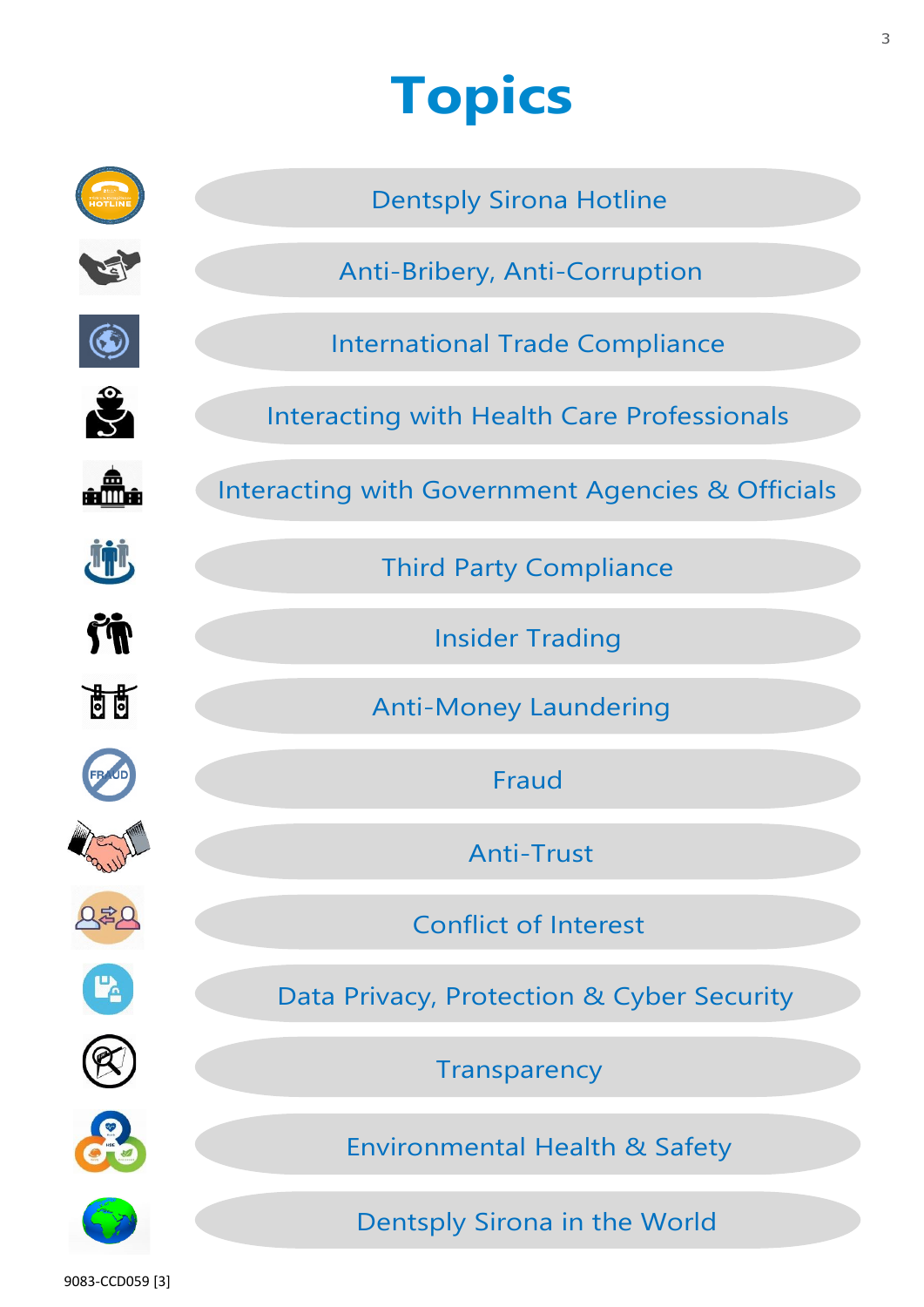# Topics

- Dentsply Sirona Hotline
- Anti-Bribery, Anti-Corruption
- International Trade Compliance
- Interacting with Health Care Professionals
- Interacting with Government Agencies & Officials
- Third Party Compliance
- Insider Trading
- Anti-Money Laundering
- Fraud
- Anti-Trust
- Conflict of Interest
- Data Privacy, Protection & Cyber Security
- Transparency
- Environmental Health & Safety
- Dentsply Sirona in the World

9083-CCD059 [3]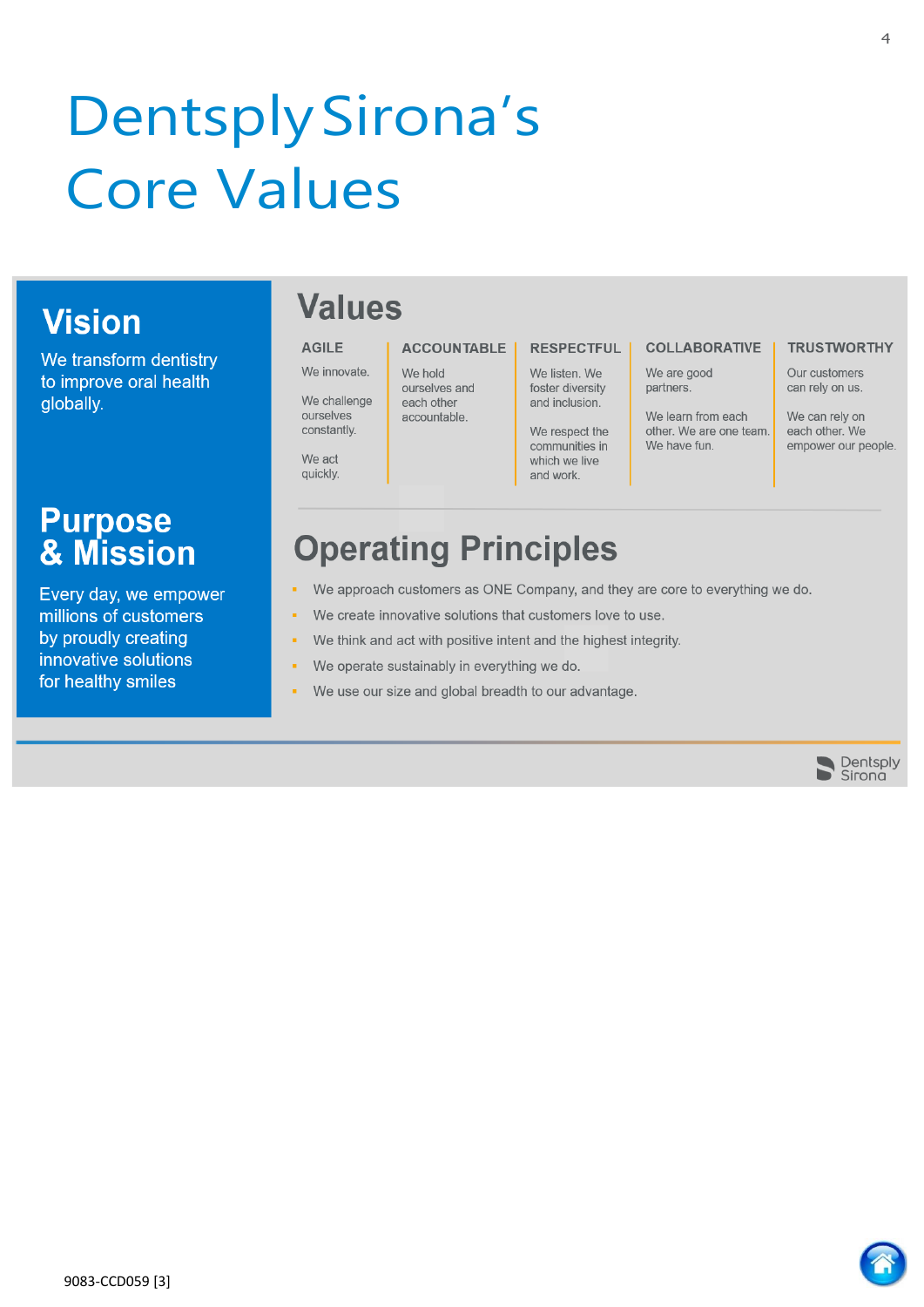# Dentsply Sirona's Core Values

## Vision

We transform dentistry to improve oral health globally.

## Purpose & Mission

Every day, we empower millions of customers by proudly creating innovative solutions for healthy smiles

## Values

| AGILE | ACCOUNTABLE | RESPECTFUL | COLLABORATIVE | TRUSTWORTHY |
|---|---|---|---|---|
| We innovate.<br><br>We challenge ourselves constantly.<br><br>We act quickly. | We hold ourselves and each other accountable. | We listen. We foster diversity and inclusion.<br><br>We respect the communities in which we live and work. | We are good partners.<br><br>We learn from each other. We are one team. We have fun. | Our customers can rely on us.<br><br>We can rely on each other. We empower our people. |

## Operating Principles

- We approach customers as ONE Company, and they are core to everything we do.
- We create innovative solutions that customers love to use.
- We think and act with positive intent and the highest integrity.
- We operate sustainably in everything we do.
- We use our size and global breadth to our advantage.

Dentsply Sirona

9083-CCD059 [3]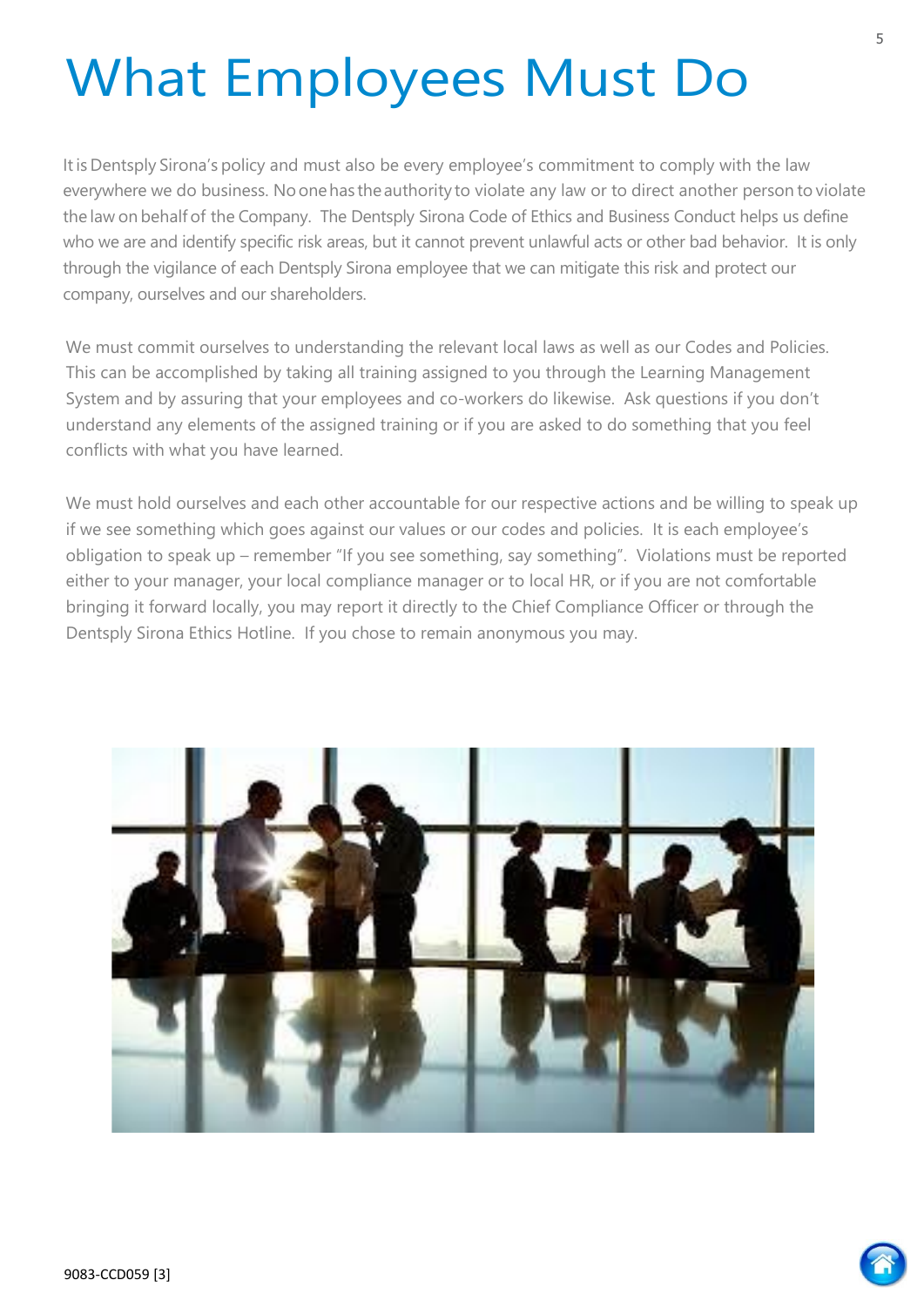# What Employees Must Do

It is Dentsply Sirona's policy and must also be every employee's commitment to comply with the law everywhere we do business. No one has the authority to violate any law or to direct another person to violate the law on behalf of the Company. The Dentsply Sirona Code of Ethics and Business Conduct helps us define who we are and identify specific risk areas, but it cannot prevent unlawful acts or other bad behavior. It is only through the vigilance of each Dentsply Sirona employee that we can mitigate this risk and protect our company, ourselves and our shareholders.

We must commit ourselves to understanding the relevant local laws as well as our Codes and Policies. This can be accomplished by taking all training assigned to you through the Learning Management System and by assuring that your employees and co-workers do likewise. Ask questions if you don't understand any elements of the assigned training or if you are asked to do something that you feel conflicts with what you have learned.

We must hold ourselves and each other accountable for our respective actions and be willing to speak up if we see something which goes against our values or our codes and policies. It is each employee's obligation to speak up – remember "If you see something, say something". Violations must be reported either to your manager, your local compliance manager or to local HR, or if you are not comfortable bringing it forward locally, you may report it directly to the Chief Compliance Officer or through the Dentsply Sirona Ethics Hotline. If you chose to remain anonymous you may.

9083-CCD059 [3]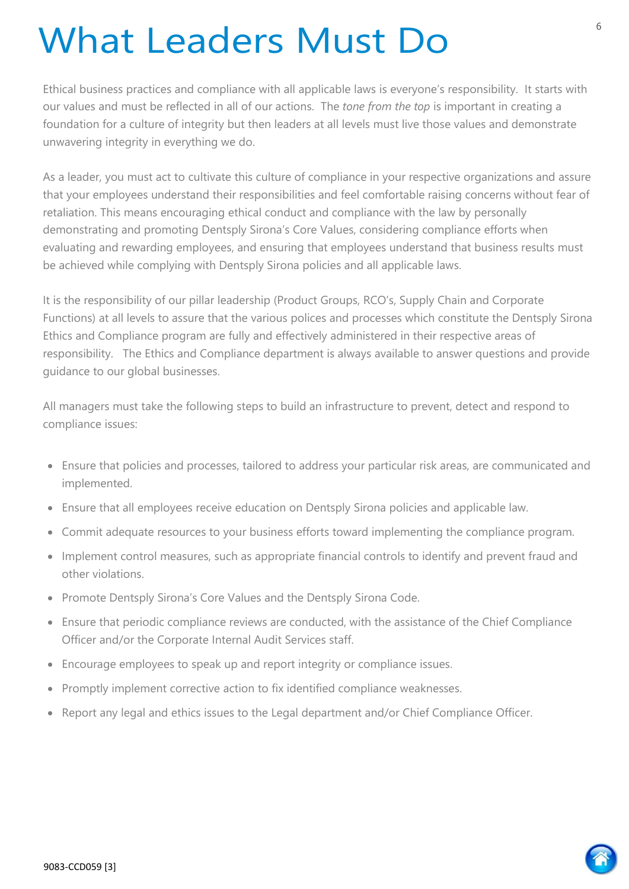# What Leaders Must Do

Ethical business practices and compliance with all applicable laws is everyone's responsibility. It starts with our values and must be reflected in all of our actions. The *tone from the top* is important in creating a foundation for a culture of integrity but then leaders at all levels must live those values and demonstrate unwavering integrity in everything we do.

As a leader, you must act to cultivate this culture of compliance in your respective organizations and assure that your employees understand their responsibilities and feel comfortable raising concerns without fear of retaliation. This means encouraging ethical conduct and compliance with the law by personally demonstrating and promoting Dentsply Sirona's Core Values, considering compliance efforts when evaluating and rewarding employees, and ensuring that employees understand that business results must be achieved while complying with Dentsply Sirona policies and all applicable laws.

It is the responsibility of our pillar leadership (Product Groups, RCO's, Supply Chain and Corporate Functions) at all levels to assure that the various polices and processes which constitute the Dentsply Sirona Ethics and Compliance program are fully and effectively administered in their respective areas of responsibility. The Ethics and Compliance department is always available to answer questions and provide guidance to our global businesses.

All managers must take the following steps to build an infrastructure to prevent, detect and respond to compliance issues:

- Ensure that policies and processes, tailored to address your particular risk areas, are communicated and implemented.
- Ensure that all employees receive education on Dentsply Sirona policies and applicable law.
- Commit adequate resources to your business efforts toward implementing the compliance program.
- Implement control measures, such as appropriate financial controls to identify and prevent fraud and other violations.
- Promote Dentsply Sirona's Core Values and the Dentsply Sirona Code.
- Ensure that periodic compliance reviews are conducted, with the assistance of the Chief Compliance Officer and/or the Corporate Internal Audit Services staff.
- Encourage employees to speak up and report integrity or compliance issues.
- Promptly implement corrective action to fix identified compliance weaknesses.
- Report any legal and ethics issues to the Legal department and/or Chief Compliance Officer.

9083-CCD059 [3]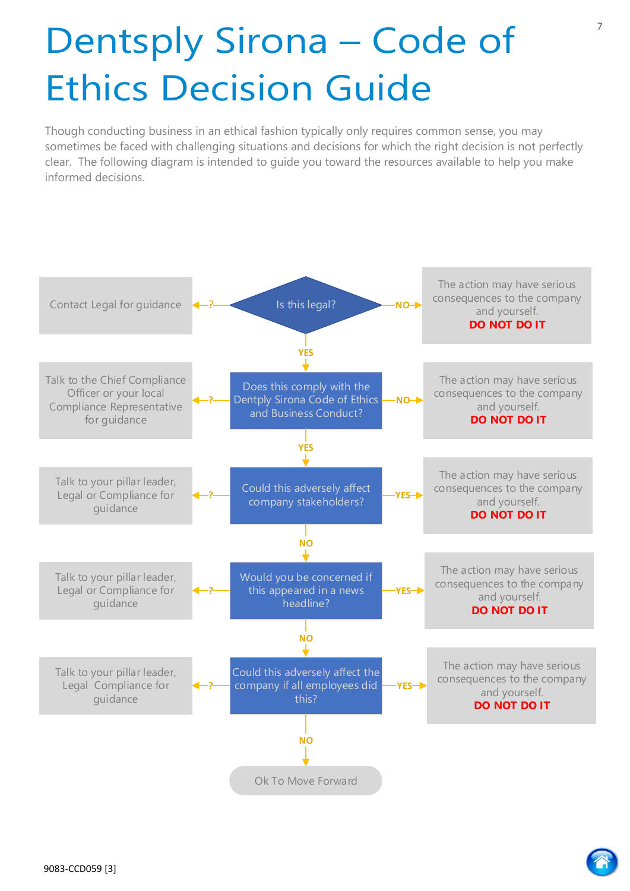# Dentsply Sirona – Code of Ethics Decision Guide

Though conducting business in an ethical fashion typically only requires common sense, you may sometimes be faced with challenging situations and decisions for which the right decision is not perfectly clear. The following diagram is intended to guide you toward the resources available to help you make informed decisions.

| If unsure (?) | Question | If answer indicates risk |
|---|---|---|
| Contact Legal for guidance | Is this legal? (YES → next question) | NO → The action may have serious consequences to the company and yourself. **DO NOT DO IT** |
| Talk to the Chief Compliance Officer or your local Compliance Representative for guidance | Does this comply with the Dentply Sirona Code of Ethics and Business Conduct? (YES → next question) | NO → The action may have serious consequences to the company and yourself. **DO NOT DO IT** |
| Talk to your pillar leader, Legal or Compliance for guidance | Could this adversely affect company stakeholders? (NO → next question) | YES → The action may have serious consequences to the company and yourself. **DO NOT DO IT** |
| Talk to your pillar leader, Legal or Compliance for guidance | Would you be concerned if this appeared in a news headline? (NO → next question) | YES → The action may have serious consequences to the company and yourself. **DO NOT DO IT** |
| Talk to your pillar leader, Legal Compliance for guidance | Could this adversely affect the company if all employees did this? (NO → Ok To Move Forward) | YES → The action may have serious consequences to the company and yourself. **DO NOT DO IT** |

Ok To Move Forward

9083-CCD059 [3]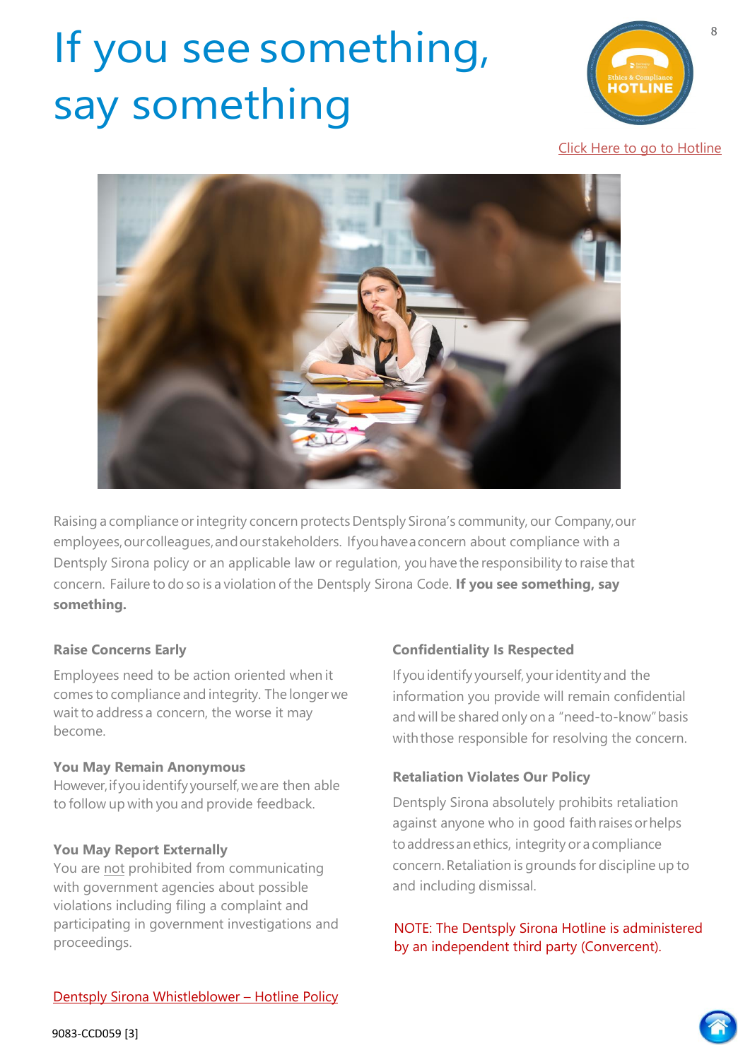# If you see something, say something

Click Here to go to Hotline

Raising a compliance or integrity concern protects Dentsply Sirona's community, our Company, our employees, our colleagues, and our stakeholders. If you have a concern about compliance with a Dentsply Sirona policy or an applicable law or regulation, you have the responsibility to raise that concern. Failure to do so is a violation of the Dentsply Sirona Code. **If you see something, say something.**

### Raise Concerns Early

Employees need to be action oriented when it comes to compliance and integrity. The longer we wait to address a concern, the worse it may become.

### You May Remain Anonymous

However, if you identify yourself, we are then able to follow up with you and provide feedback.

### You May Report Externally

You are not prohibited from communicating with government agencies about possible violations including filing a complaint and participating in government investigations and proceedings.

### Confidentiality Is Respected

If you identify yourself, your identity and the information you provide will remain confidential and will be shared only on a "need-to-know" basis with those responsible for resolving the concern.

### Retaliation Violates Our Policy

Dentsply Sirona absolutely prohibits retaliation against anyone who in good faith raises or helps to address an ethics, integrity or a compliance concern. Retaliation is grounds for discipline up to and including dismissal.

NOTE: The Dentsply Sirona Hotline is administered by an independent third party (Convercent).

Dentsply Sirona Whistleblower – Hotline Policy

9083-CCD059 [3]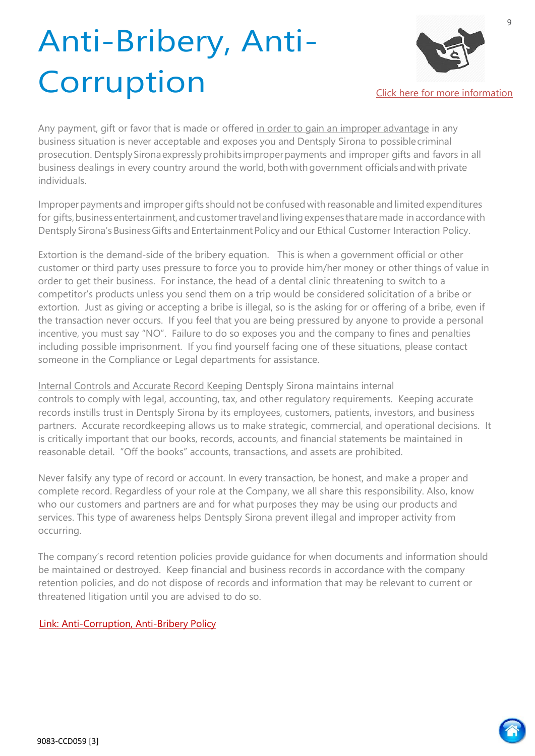# Anti-Bribery, Anti-Corruption

Click here for more information

Any payment, gift or favor that is made or offered in order to gain an improper advantage in any business situation is never acceptable and exposes you and Dentsply Sirona to possible criminal prosecution. Dentsply Sirona expressly prohibits improper payments and improper gifts and favors in all business dealings in every country around the world, both with government officials and with private individuals.

Improper payments and improper gifts should not be confused with reasonable and limited expenditures for gifts, business entertainment, and customer travel and living expenses that are made in accordance with Dentsply Sirona's Business Gifts and Entertainment Policy and our Ethical Customer Interaction Policy.

Extortion is the demand-side of the bribery equation. This is when a government official or other customer or third party uses pressure to force you to provide him/her money or other things of value in order to get their business. For instance, the head of a dental clinic threatening to switch to a competitor's products unless you send them on a trip would be considered solicitation of a bribe or extortion. Just as giving or accepting a bribe is illegal, so is the asking for or offering of a bribe, even if the transaction never occurs. If you feel that you are being pressured by anyone to provide a personal incentive, you must say "NO". Failure to do so exposes you and the company to fines and penalties including possible imprisonment. If you find yourself facing one of these situations, please contact someone in the Compliance or Legal departments for assistance.

Internal Controls and Accurate Record Keeping Dentsply Sirona maintains internal controls to comply with legal, accounting, tax, and other regulatory requirements. Keeping accurate records instills trust in Dentsply Sirona by its employees, customers, patients, investors, and business partners. Accurate recordkeeping allows us to make strategic, commercial, and operational decisions. It is critically important that our books, records, accounts, and financial statements be maintained in reasonable detail. "Off the books" accounts, transactions, and assets are prohibited.

Never falsify any type of record or account. In every transaction, be honest, and make a proper and complete record. Regardless of your role at the Company, we all share this responsibility. Also, know who our customers and partners are and for what purposes they may be using our products and services. This type of awareness helps Dentsply Sirona prevent illegal and improper activity from occurring.

The company's record retention policies provide guidance for when documents and information should be maintained or destroyed. Keep financial and business records in accordance with the company retention policies, and do not dispose of records and information that may be relevant to current or threatened litigation until you are advised to do so.

Link: Anti-Corruption, Anti-Bribery Policy

9083-CCD059 [3]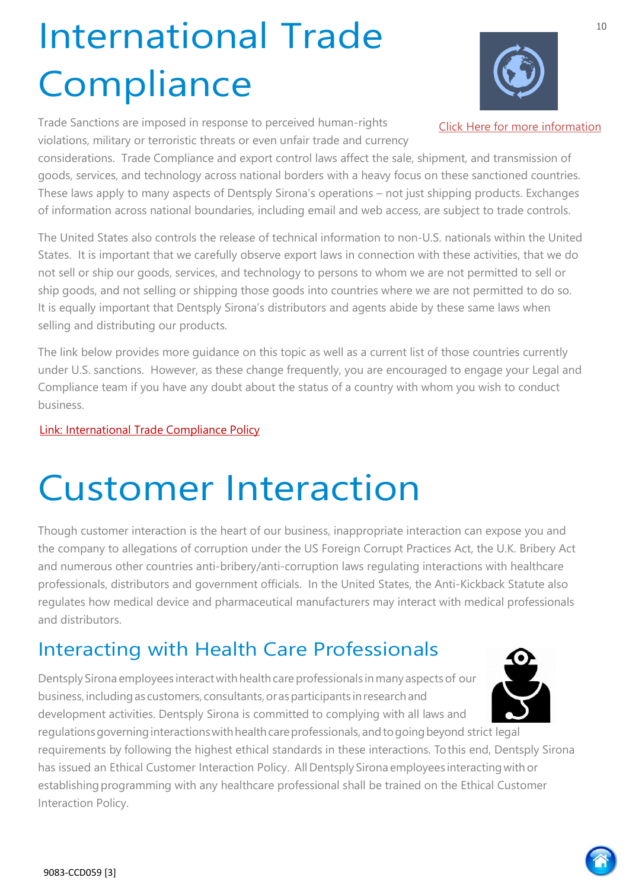# International Trade Compliance

Click Here for more information

Trade Sanctions are imposed in response to perceived human-rights violations, military or terroristic threats or even unfair trade and currency considerations. Trade Compliance and export control laws affect the sale, shipment, and transmission of goods, services, and technology across national borders with a heavy focus on these sanctioned countries. These laws apply to many aspects of Dentsply Sirona's operations – not just shipping products. Exchanges of information across national boundaries, including email and web access, are subject to trade controls.

The United States also controls the release of technical information to non-U.S. nationals within the United States. It is important that we carefully observe export laws in connection with these activities, that we do not sell or ship our goods, services, and technology to persons to whom we are not permitted to sell or ship goods, and not selling or shipping those goods into countries where we are not permitted to do so. It is equally important that Dentsply Sirona's distributors and agents abide by these same laws when selling and distributing our products.

The link below provides more guidance on this topic as well as a current list of those countries currently under U.S. sanctions. However, as these change frequently, you are encouraged to engage your Legal and Compliance team if you have any doubt about the status of a country with whom you wish to conduct business.

Link: International Trade Compliance Policy

# Customer Interaction

Though customer interaction is the heart of our business, inappropriate interaction can expose you and the company to allegations of corruption under the US Foreign Corrupt Practices Act, the U.K. Bribery Act and numerous other countries anti-bribery/anti-corruption laws regulating interactions with healthcare professionals, distributors and government officials. In the United States, the Anti-Kickback Statute also regulates how medical device and pharmaceutical manufacturers may interact with medical professionals and distributors.

## Interacting with Health Care Professionals

Dentsply Sirona employees interact with health care professionals in many aspects of our business, including as customers, consultants, or as participants in research and development activities. Dentsply Sirona is committed to complying with all laws and regulations governing interactions with health care professionals, and to going beyond strict legal requirements by following the highest ethical standards in these interactions. To this end, Dentsply Sirona has issued an Ethical Customer Interaction Policy. All Dentsply Sirona employees interacting with or establishing programming with any healthcare professional shall be trained on the Ethical Customer Interaction Policy.

9083-CCD059 [3]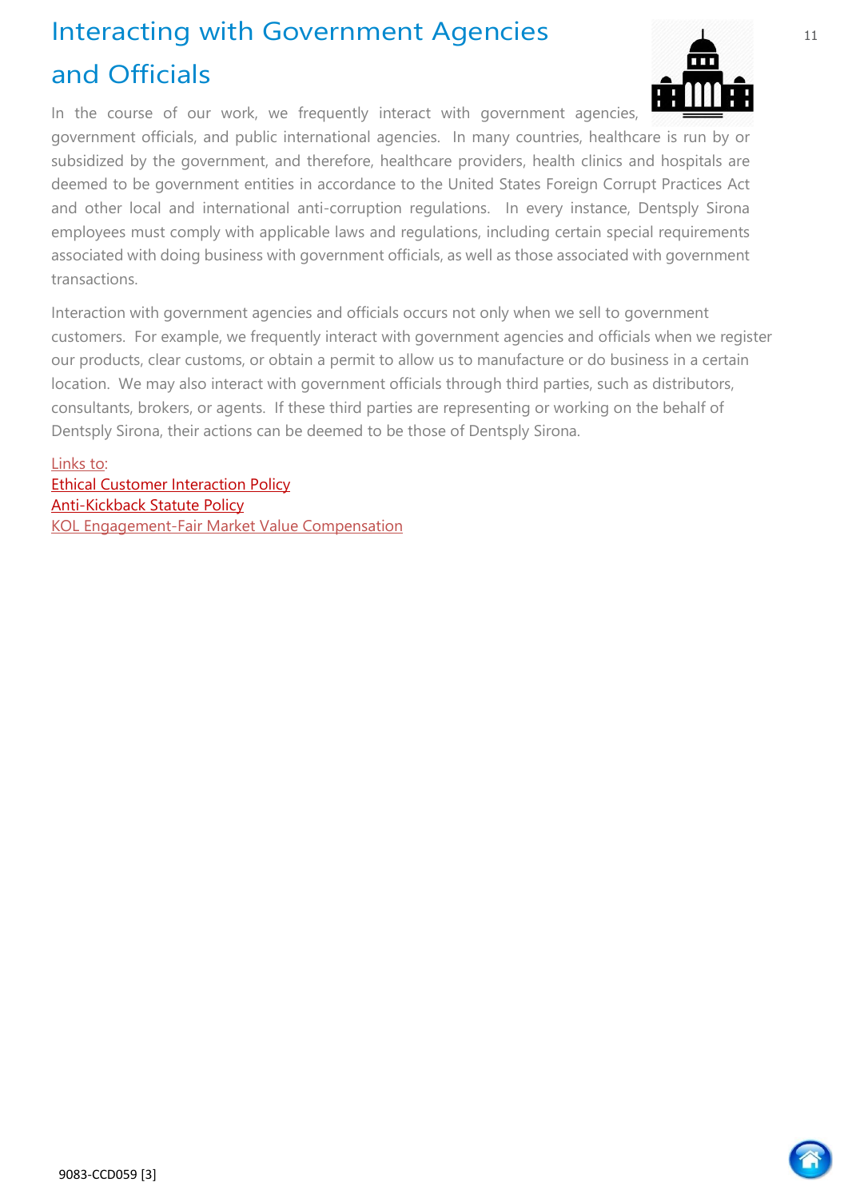# Interacting with Government Agencies and Officials

In the course of our work, we frequently interact with government agencies, government officials, and public international agencies. In many countries, healthcare is run by or subsidized by the government, and therefore, healthcare providers, health clinics and hospitals are deemed to be government entities in accordance to the United States Foreign Corrupt Practices Act and other local and international anti-corruption regulations. In every instance, Dentsply Sirona employees must comply with applicable laws and regulations, including certain special requirements associated with doing business with government officials, as well as those associated with government transactions.

Interaction with government agencies and officials occurs not only when we sell to government customers. For example, we frequently interact with government agencies and officials when we register our products, clear customs, or obtain a permit to allow us to manufacture or do business in a certain location. We may also interact with government officials through third parties, such as distributors, consultants, brokers, or agents. If these third parties are representing or working on the behalf of Dentsply Sirona, their actions can be deemed to be those of Dentsply Sirona.

Links to:
Ethical Customer Interaction Policy
Anti-Kickback Statute Policy
KOL Engagement-Fair Market Value Compensation

9083-CCD059 [3]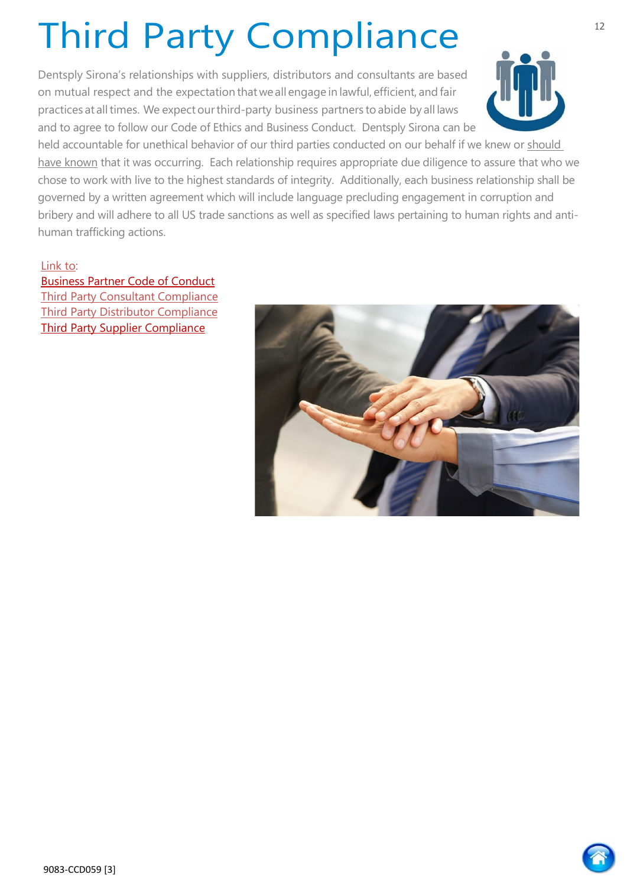# Third Party Compliance

Dentsply Sirona's relationships with suppliers, distributors and consultants are based on mutual respect and the expectation that we all engage in lawful, efficient, and fair practices at all times. We expect our third-party business partners to abide by all laws and to agree to follow our Code of Ethics and Business Conduct. Dentsply Sirona can be held accountable for unethical behavior of our third parties conducted on our behalf if we knew or should have known that it was occurring. Each relationship requires appropriate due diligence to assure that who we chose to work with live to the highest standards of integrity. Additionally, each business relationship shall be governed by a written agreement which will include language precluding engagement in corruption and bribery and will adhere to all US trade sanctions as well as specified laws pertaining to human rights and anti-human trafficking actions.

Link to:
Business Partner Code of Conduct
Third Party Consultant Compliance
Third Party Distributor Compliance
Third Party Supplier Compliance

9083-CCD059 [3]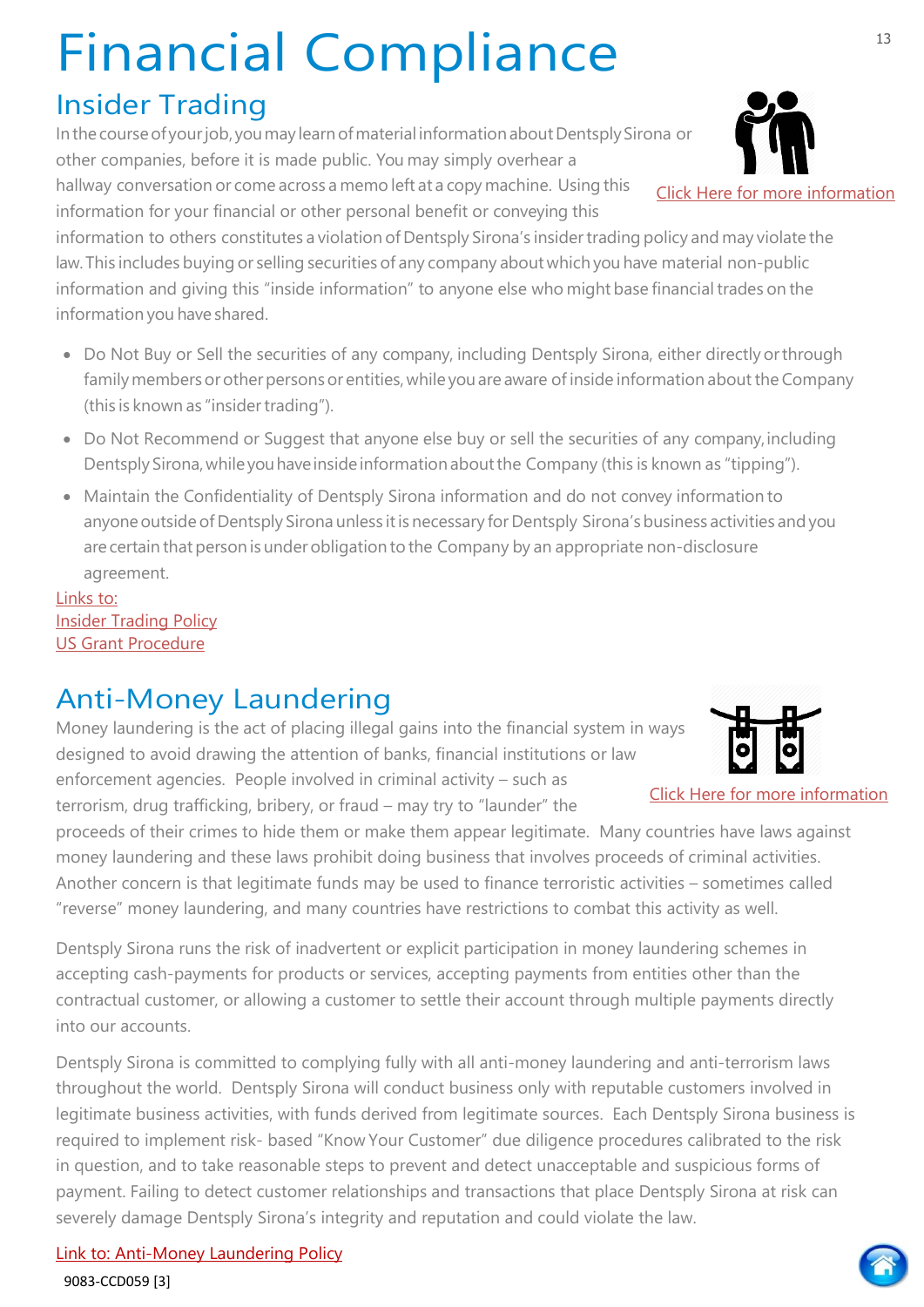# Financial Compliance

## Insider Trading

In the course of your job, you may learn of material information about Dentsply Sirona or other companies, before it is made public. You may simply overhear a hallway conversation or come across a memo left at a copy machine. Using this information for your financial or other personal benefit or conveying this information to others constitutes a violation of Dentsply Sirona's insider trading policy and may violate the law. This includes buying or selling securities of any company about which you have material non-public information and giving this "inside information" to anyone else who might base financial trades on the information you have shared.

Click Here for more information

- Do Not Buy or Sell the securities of any company, including Dentsply Sirona, either directly or through family members or other persons or entities, while you are aware of inside information about the Company (this is known as "insider trading").
- Do Not Recommend or Suggest that anyone else buy or sell the securities of any company, including Dentsply Sirona, while you have inside information about the Company (this is known as "tipping").
- Maintain the Confidentiality of Dentsply Sirona information and do not convey information to anyone outside of Dentsply Sirona unless it is necessary for Dentsply Sirona's business activities and you are certain that person is under obligation to the Company by an appropriate non-disclosure agreement.

Links to:
Insider Trading Policy
US Grant Procedure

## Anti-Money Laundering

Money laundering is the act of placing illegal gains into the financial system in ways designed to avoid drawing the attention of banks, financial institutions or law enforcement agencies. People involved in criminal activity – such as terrorism, drug trafficking, bribery, or fraud – may try to "launder" the proceeds of their crimes to hide them or make them appear legitimate. Many countries have laws against money laundering and these laws prohibit doing business that involves proceeds of criminal activities. Another concern is that legitimate funds may be used to finance terroristic activities – sometimes called "reverse" money laundering, and many countries have restrictions to combat this activity as well.

Click Here for more information

Dentsply Sirona runs the risk of inadvertent or explicit participation in money laundering schemes in accepting cash-payments for products or services, accepting payments from entities other than the contractual customer, or allowing a customer to settle their account through multiple payments directly into our accounts.

Dentsply Sirona is committed to complying fully with all anti-money laundering and anti-terrorism laws throughout the world. Dentsply Sirona will conduct business only with reputable customers involved in legitimate business activities, with funds derived from legitimate sources. Each Dentsply Sirona business is required to implement risk- based "Know Your Customer" due diligence procedures calibrated to the risk in question, and to take reasonable steps to prevent and detect unacceptable and suspicious forms of payment. Failing to detect customer relationships and transactions that place Dentsply Sirona at risk can severely damage Dentsply Sirona's integrity and reputation and could violate the law.

Link to: Anti-Money Laundering Policy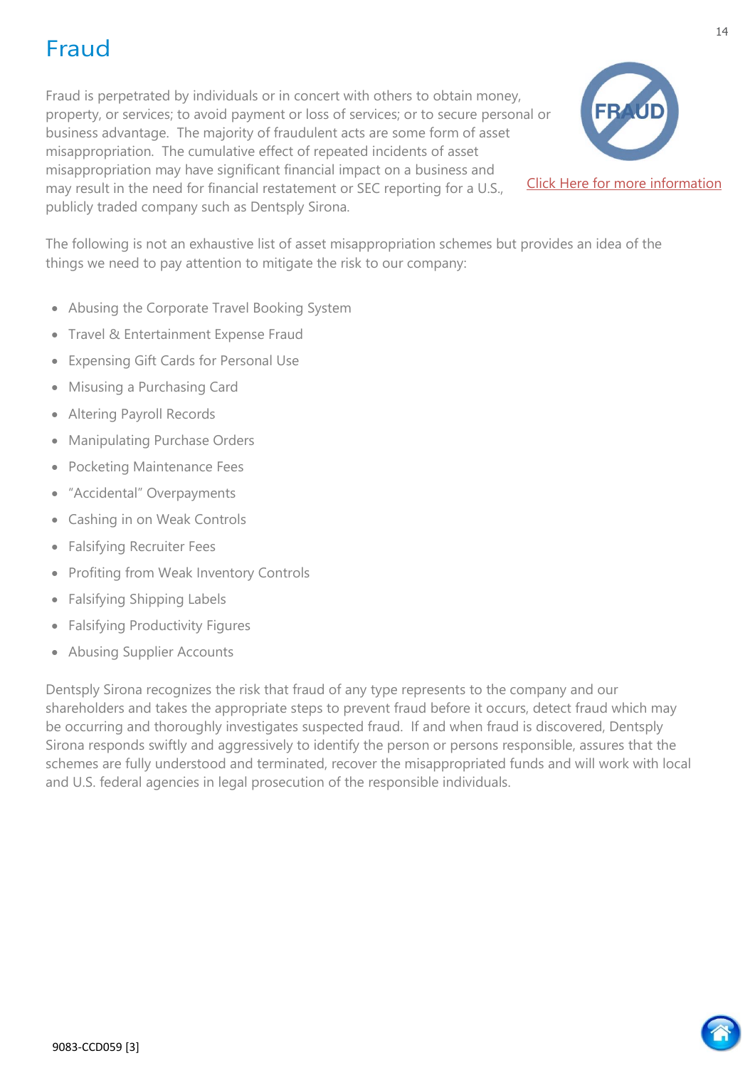# Fraud

Fraud is perpetrated by individuals or in concert with others to obtain money, property, or services; to avoid payment or loss of services; or to secure personal or business advantage. The majority of fraudulent acts are some form of asset misappropriation. The cumulative effect of repeated incidents of asset misappropriation may have significant financial impact on a business and may result in the need for financial restatement or SEC reporting for a U.S., publicly traded company such as Dentsply Sirona.

Click Here for more information

The following is not an exhaustive list of asset misappropriation schemes but provides an idea of the things we need to pay attention to mitigate the risk to our company:

- Abusing the Corporate Travel Booking System
- Travel & Entertainment Expense Fraud
- Expensing Gift Cards for Personal Use
- Misusing a Purchasing Card
- Altering Payroll Records
- Manipulating Purchase Orders
- Pocketing Maintenance Fees
- "Accidental" Overpayments
- Cashing in on Weak Controls
- Falsifying Recruiter Fees
- Profiting from Weak Inventory Controls
- Falsifying Shipping Labels
- Falsifying Productivity Figures
- Abusing Supplier Accounts

Dentsply Sirona recognizes the risk that fraud of any type represents to the company and our shareholders and takes the appropriate steps to prevent fraud before it occurs, detect fraud which may be occurring and thoroughly investigates suspected fraud. If and when fraud is discovered, Dentsply Sirona responds swiftly and aggressively to identify the person or persons responsible, assures that the schemes are fully understood and terminated, recover the misappropriated funds and will work with local and U.S. federal agencies in legal prosecution of the responsible individuals.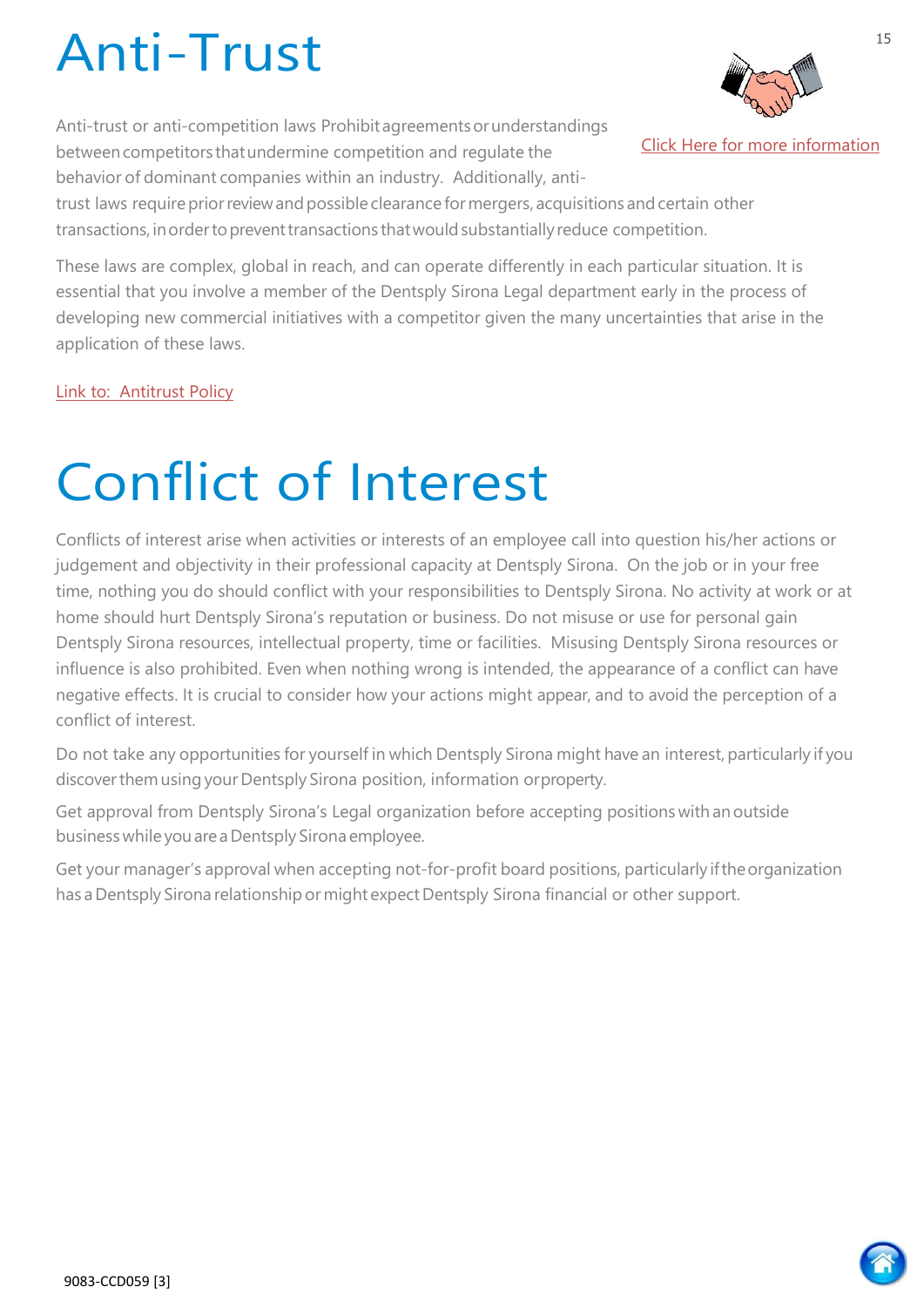# Anti-Trust

Click Here for more information

Anti-trust or anti-competition laws Prohibit agreements or understandings between competitors that undermine competition and regulate the behavior of dominant companies within an industry. Additionally, anti-trust laws require prior review and possible clearance for mergers, acquisitions and certain other transactions, in order to prevent transactions that would substantially reduce competition.

These laws are complex, global in reach, and can operate differently in each particular situation. It is essential that you involve a member of the Dentsply Sirona Legal department early in the process of developing new commercial initiatives with a competitor given the many uncertainties that arise in the application of these laws.

Link to: Antitrust Policy

# Conflict of Interest

Conflicts of interest arise when activities or interests of an employee call into question his/her actions or judgement and objectivity in their professional capacity at Dentsply Sirona. On the job or in your free time, nothing you do should conflict with your responsibilities to Dentsply Sirona. No activity at work or at home should hurt Dentsply Sirona's reputation or business. Do not misuse or use for personal gain Dentsply Sirona resources, intellectual property, time or facilities. Misusing Dentsply Sirona resources or influence is also prohibited. Even when nothing wrong is intended, the appearance of a conflict can have negative effects. It is crucial to consider how your actions might appear, and to avoid the perception of a conflict of interest.

Do not take any opportunities for yourself in which Dentsply Sirona might have an interest, particularly if you discover them using your Dentsply Sirona position, information or property.

Get approval from Dentsply Sirona's Legal organization before accepting positions with an outside business while you are a Dentsply Sirona employee.

Get your manager's approval when accepting not-for-profit board positions, particularly if the organization has a Dentsply Sirona relationship or might expect Dentsply Sirona financial or other support.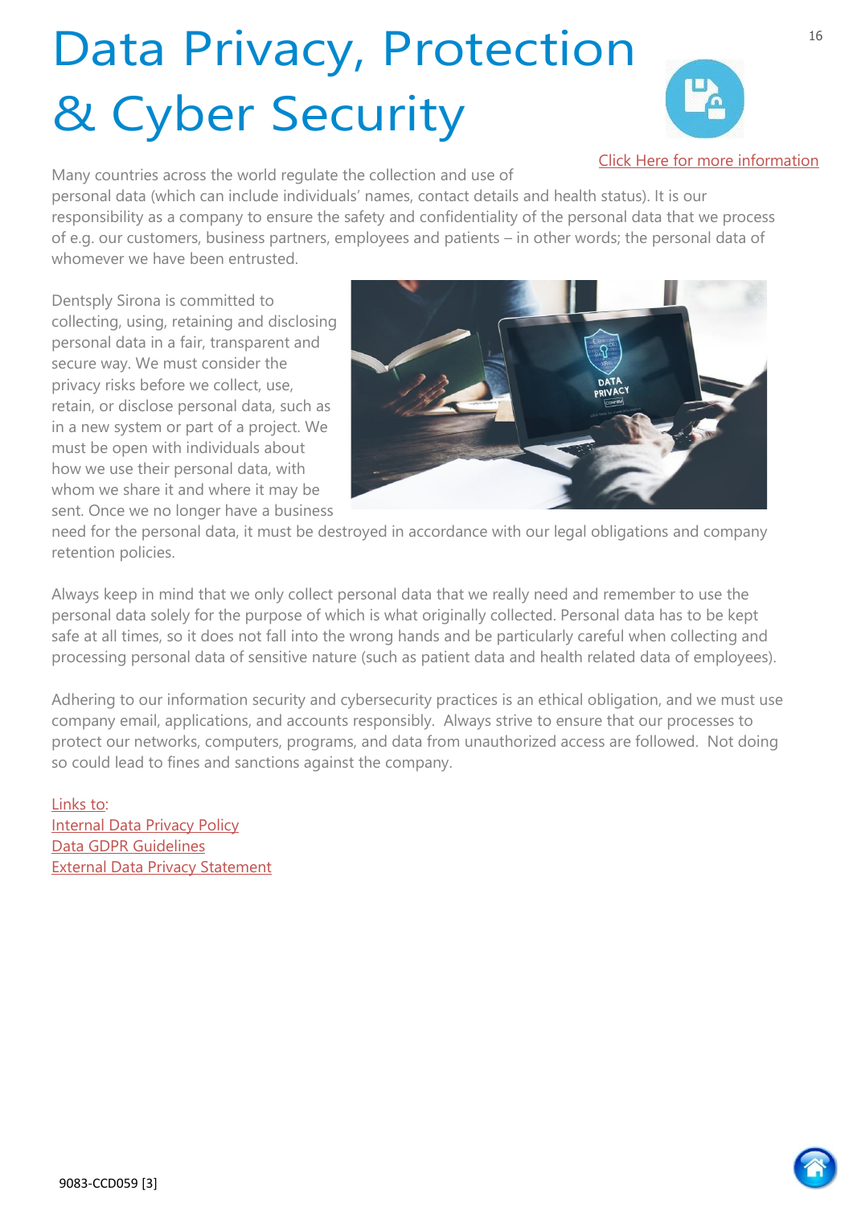# Data Privacy, Protection & Cyber Security

Click Here for more information

Many countries across the world regulate the collection and use of personal data (which can include individuals' names, contact details and health status). It is our responsibility as a company to ensure the safety and confidentiality of the personal data that we process of e.g. our customers, business partners, employees and patients – in other words; the personal data of whomever we have been entrusted.

Dentsply Sirona is committed to collecting, using, retaining and disclosing personal data in a fair, transparent and secure way. We must consider the privacy risks before we collect, use, retain, or disclose personal data, such as in a new system or part of a project. We must be open with individuals about how we use their personal data, with whom we share it and where it may be sent. Once we no longer have a business need for the personal data, it must be destroyed in accordance with our legal obligations and company retention policies.

Always keep in mind that we only collect personal data that we really need and remember to use the personal data solely for the purpose of which is what originally collected. Personal data has to be kept safe at all times, so it does not fall into the wrong hands and be particularly careful when collecting and processing personal data of sensitive nature (such as patient data and health related data of employees).

Adhering to our information security and cybersecurity practices is an ethical obligation, and we must use company email, applications, and accounts responsibly. Always strive to ensure that our processes to protect our networks, computers, programs, and data from unauthorized access are followed. Not doing so could lead to fines and sanctions against the company.

Links to:
Internal Data Privacy Policy
Data GDPR Guidelines
External Data Privacy Statement

9083-CCD059 [3]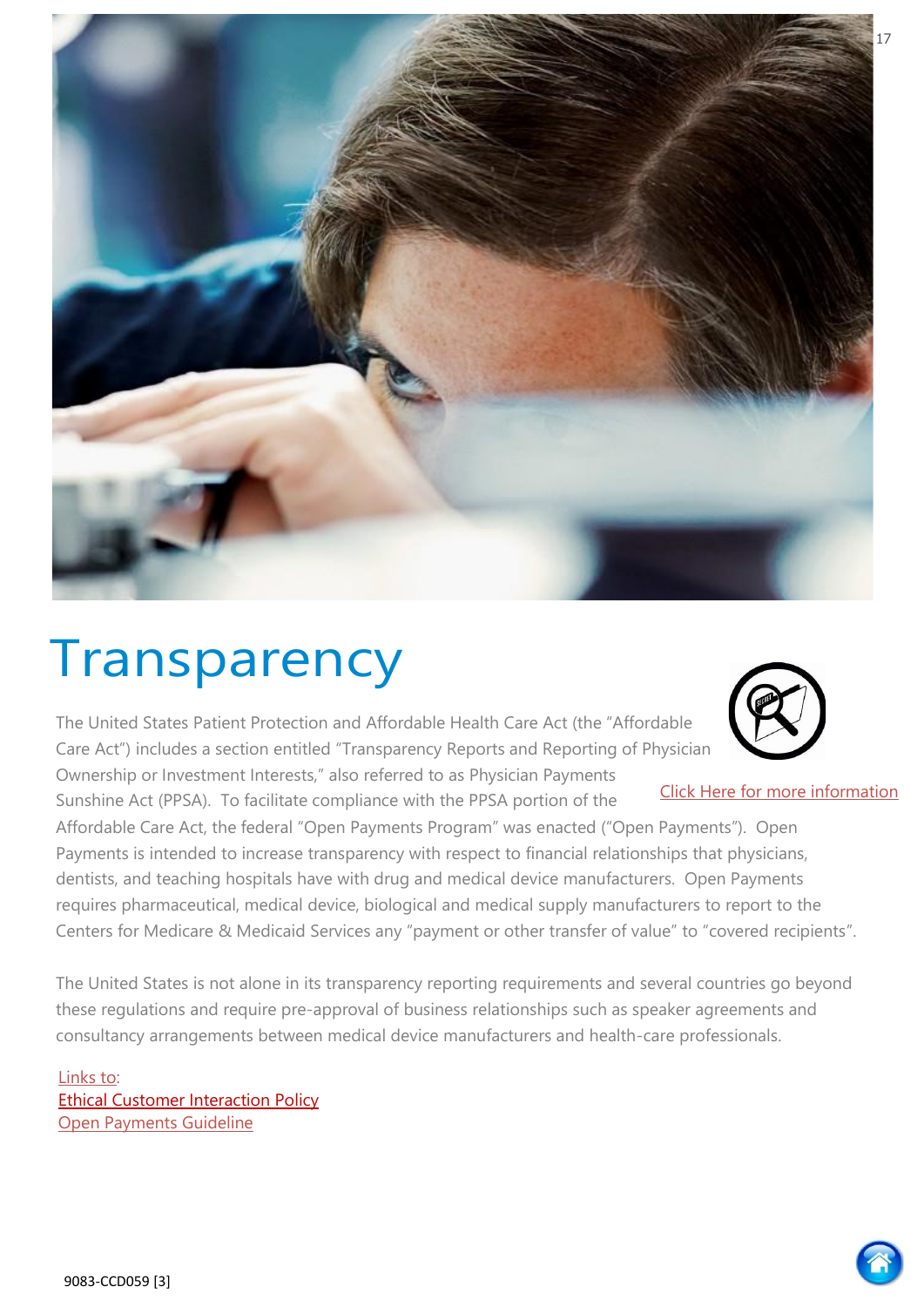# Transparency

Click Here for more information

The United States Patient Protection and Affordable Health Care Act (the "Affordable Care Act") includes a section entitled "Transparency Reports and Reporting of Physician Ownership or Investment Interests," also referred to as Physician Payments Sunshine Act (PPSA). To facilitate compliance with the PPSA portion of the Affordable Care Act, the federal "Open Payments Program" was enacted ("Open Payments"). Open Payments is intended to increase transparency with respect to financial relationships that physicians, dentists, and teaching hospitals have with drug and medical device manufacturers. Open Payments requires pharmaceutical, medical device, biological and medical supply manufacturers to report to the Centers for Medicare & Medicaid Services any "payment or other transfer of value" to "covered recipients".

The United States is not alone in its transparency reporting requirements and several countries go beyond these regulations and require pre-approval of business relationships such as speaker agreements and consultancy arrangements between medical device manufacturers and health-care professionals.

Links to:
Ethical Customer Interaction Policy
Open Payments Guideline

9083-CCD059 [3]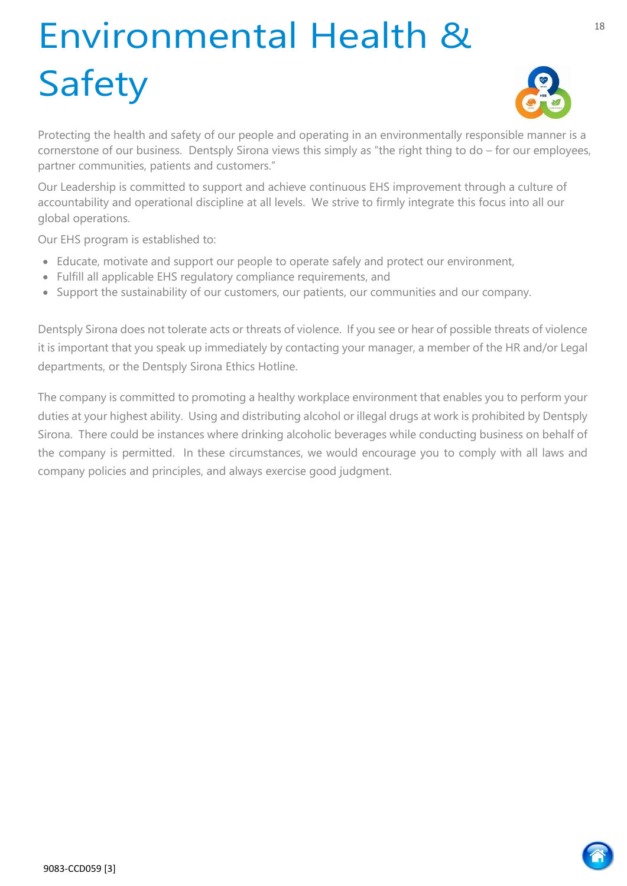# Environmental Health & Safety

Protecting the health and safety of our people and operating in an environmentally responsible manner is a cornerstone of our business. Dentsply Sirona views this simply as "the right thing to do – for our employees, partner communities, patients and customers."

Our Leadership is committed to support and achieve continuous EHS improvement through a culture of accountability and operational discipline at all levels. We strive to firmly integrate this focus into all our global operations.

Our EHS program is established to:

- Educate, motivate and support our people to operate safely and protect our environment,
- Fulfill all applicable EHS regulatory compliance requirements, and
- Support the sustainability of our customers, our patients, our communities and our company.

Dentsply Sirona does not tolerate acts or threats of violence. If you see or hear of possible threats of violence it is important that you speak up immediately by contacting your manager, a member of the HR and/or Legal departments, or the Dentsply Sirona Ethics Hotline.

The company is committed to promoting a healthy workplace environment that enables you to perform your duties at your highest ability. Using and distributing alcohol or illegal drugs at work is prohibited by Dentsply Sirona. There could be instances where drinking alcoholic beverages while conducting business on behalf of the company is permitted. In these circumstances, we would encourage you to comply with all laws and company policies and principles, and always exercise good judgment.

9083-CCD059 [3]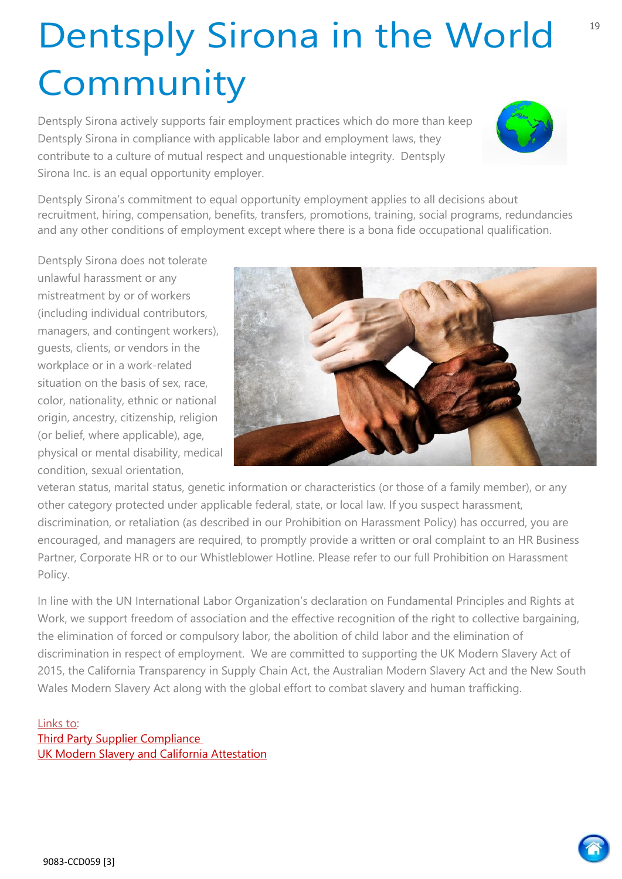# Dentsply Sirona in the World Community

Dentsply Sirona actively supports fair employment practices which do more than keep Dentsply Sirona in compliance with applicable labor and employment laws, they contribute to a culture of mutual respect and unquestionable integrity. Dentsply Sirona Inc. is an equal opportunity employer.

Dentsply Sirona's commitment to equal opportunity employment applies to all decisions about recruitment, hiring, compensation, benefits, transfers, promotions, training, social programs, redundancies and any other conditions of employment except where there is a bona fide occupational qualification.

Dentsply Sirona does not tolerate unlawful harassment or any mistreatment by or of workers (including individual contributors, managers, and contingent workers), guests, clients, or vendors in the workplace or in a work-related situation on the basis of sex, race, color, nationality, ethnic or national origin, ancestry, citizenship, religion (or belief, where applicable), age, physical or mental disability, medical condition, sexual orientation, veteran status, marital status, genetic information or characteristics (or those of a family member), or any other category protected under applicable federal, state, or local law. If you suspect harassment, discrimination, or retaliation (as described in our Prohibition on Harassment Policy) has occurred, you are encouraged, and managers are required, to promptly provide a written or oral complaint to an HR Business Partner, Corporate HR or to our Whistleblower Hotline. Please refer to our full Prohibition on Harassment Policy.

In line with the UN International Labor Organization's declaration on Fundamental Principles and Rights at Work, we support freedom of association and the effective recognition of the right to collective bargaining, the elimination of forced or compulsory labor, the abolition of child labor and the elimination of discrimination in respect of employment. We are committed to supporting the UK Modern Slavery Act of 2015, the California Transparency in Supply Chain Act, the Australian Modern Slavery Act and the New South Wales Modern Slavery Act along with the global effort to combat slavery and human trafficking.

Links to:
Third Party Supplier Compliance
UK Modern Slavery and California Attestation

9083-CCD059 [3]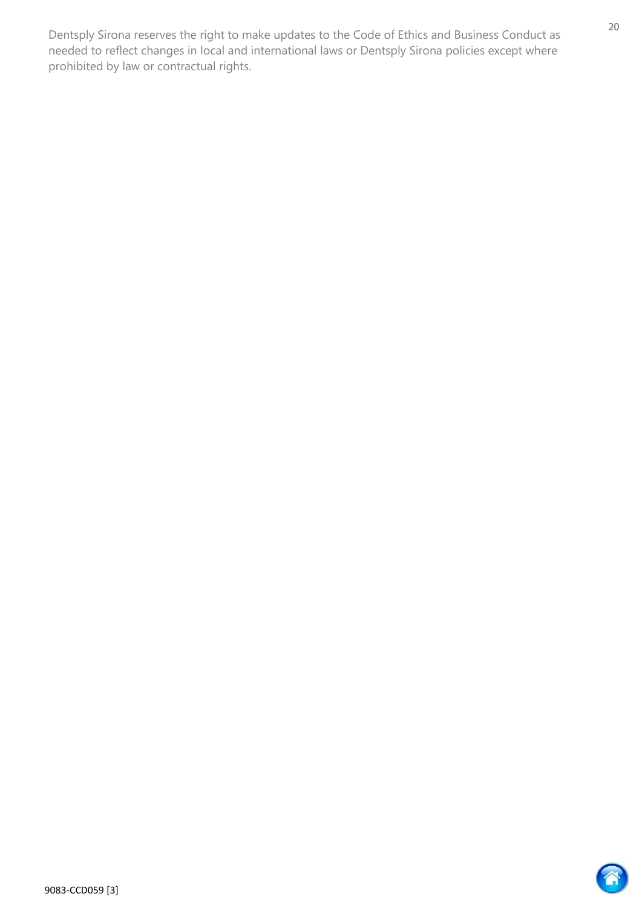Dentsply Sirona reserves the right to make updates to the Code of Ethics and Business Conduct as needed to reflect changes in local and international laws or Dentsply Sirona policies except where prohibited by law or contractual rights.

9083-CCD059 [3]